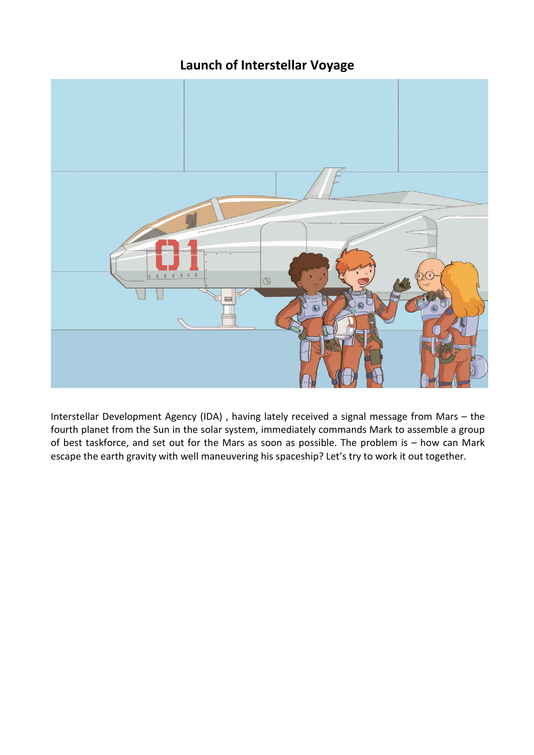# Launch of Interstellar Voyage

Interstellar Development Agency (IDA) , having lately received a signal message from Mars – the fourth planet from the Sun in the solar system, immediately commands Mark to assemble a group of best taskforce, and set out for the Mars as soon as possible. The problem is – how can Mark escape the earth gravity with well maneuvering his spaceship? Let's try to work it out together.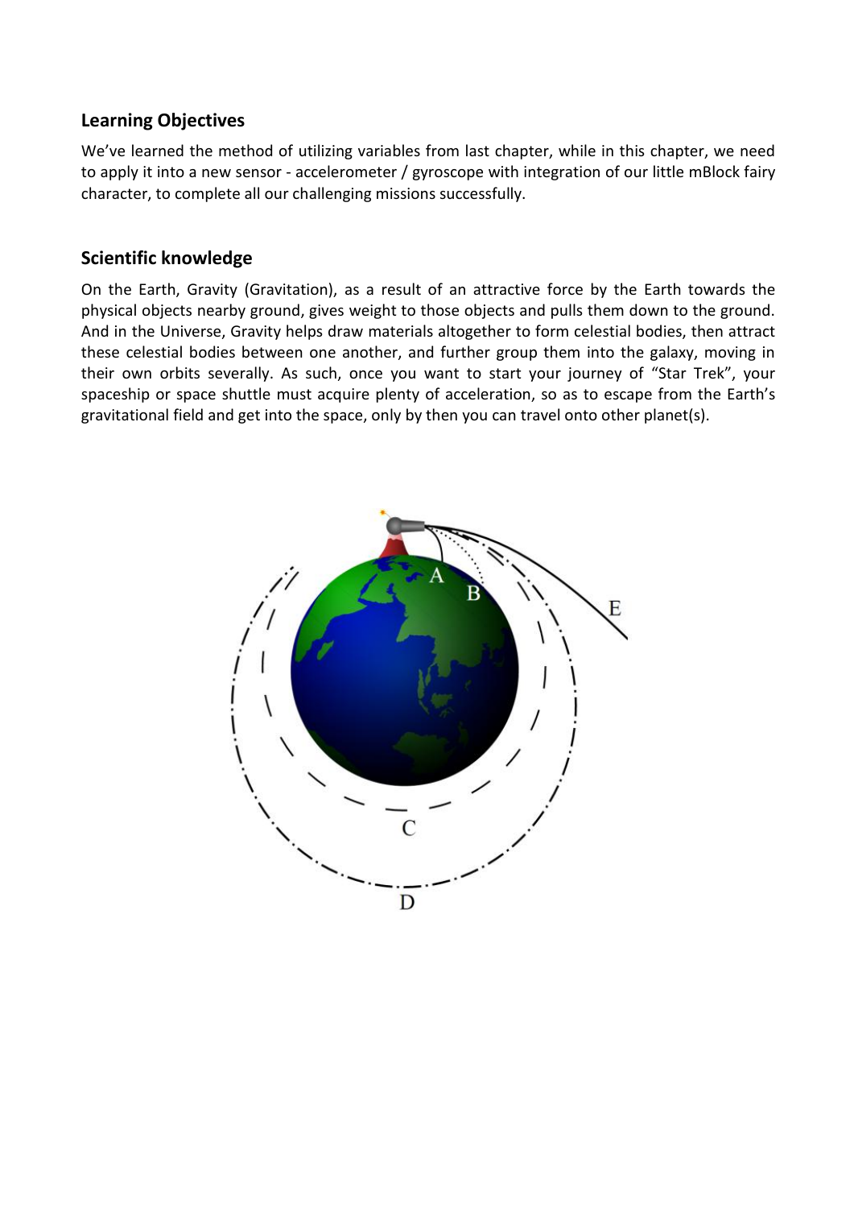## Learning Objectives

We've learned the method of utilizing variables from last chapter, while in this chapter, we need to apply it into a new sensor - accelerometer / gyroscope with integration of our little mBlock fairy character, to complete all our challenging missions successfully.

## Scientific knowledge

On the Earth, Gravity (Gravitation), as a result of an attractive force by the Earth towards the physical objects nearby ground, gives weight to those objects and pulls them down to the ground. And in the Universe, Gravity helps draw materials altogether to form celestial bodies, then attract these celestial bodies between one another, and further group them into the galaxy, moving in their own orbits severally. As such, once you want to start your journey of "Star Trek", your spaceship or space shuttle must acquire plenty of acceleration, so as to escape from the Earth's gravitational field and get into the space, only by then you can travel onto other planet(s).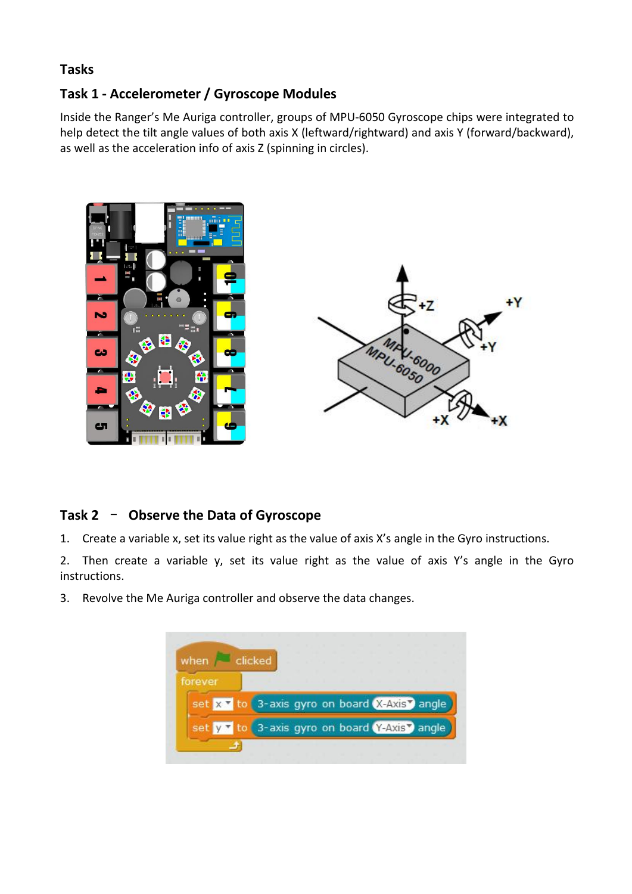## Tasks

### Task 1 - Accelerometer / Gyroscope Modules

Inside the Ranger's Me Auriga controller, groups of MPU-6050 Gyroscope chips were integrated to help detect the tilt angle values of both axis X (leftward/rightward) and axis Y (forward/backward), as well as the acceleration info of axis Z (spinning in circles).

### Task 2 – Observe the Data of Gyroscope

1. Create a variable x, set its value right as the value of axis X's angle in the Gyro instructions.
2. Then create a variable y, set its value right as the value of axis Y's angle in the Gyro instructions.
3. Revolve the Me Auriga controller and observe the data changes.

```
when [flag] clicked
forever
    set x to 3-axis gyro on board X-Axis angle
    set y to 3-axis gyro on board Y-Axis angle
```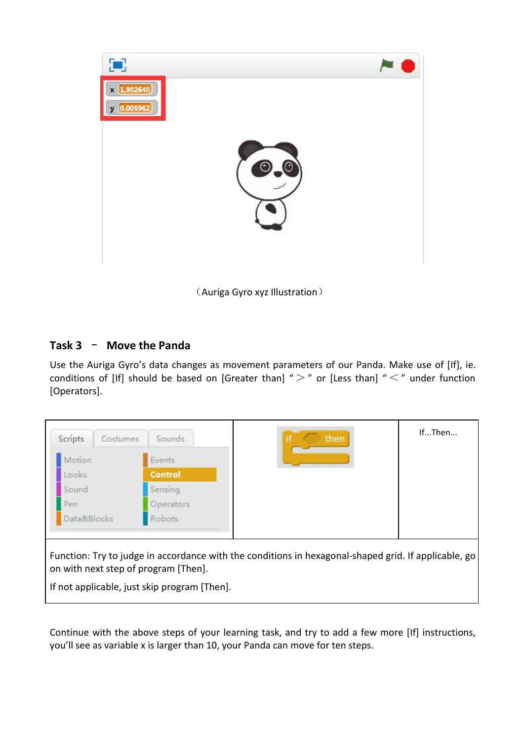（Auriga Gyro xyz Illustration）

### Task 3 – Move the Panda

Use the Auriga Gyro's data changes as movement parameters of our Panda. Make use of [If], ie. conditions of [If] should be based on [Greater than] "＞" or [Less than] "＜" under function [Operators].

| Scripts / Control | if then | If...Then... |
| --- | --- | --- |
| Function: Try to judge in accordance with the conditions in hexagonal-shaped grid. If applicable, go on with next step of program [Then]. If not applicable, just skip program [Then]. | | |

Continue with the above steps of your learning task, and try to add a few more [If] instructions, you'll see as variable x is larger than 10, your Panda can move for ten steps.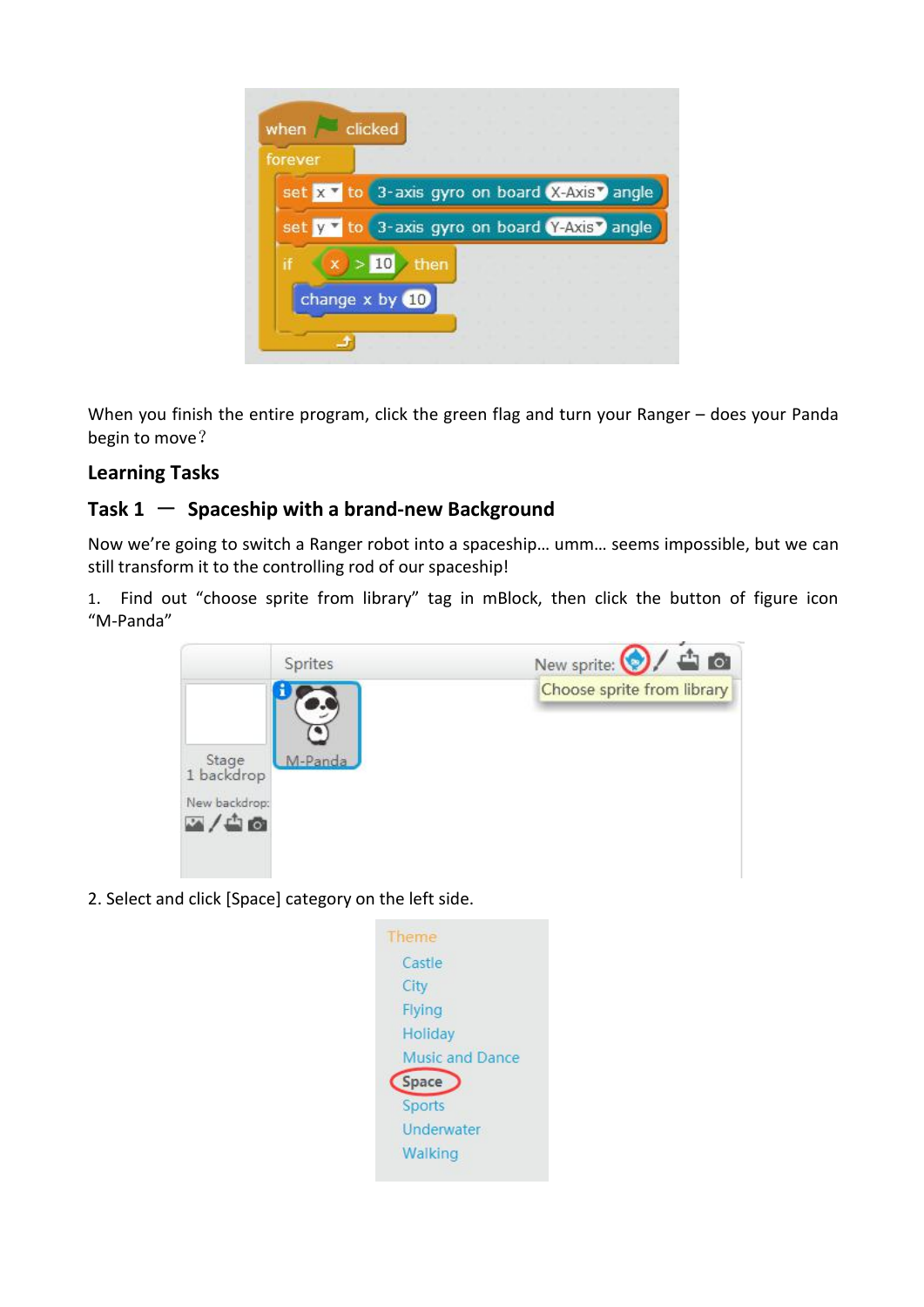When you finish the entire program, click the green flag and turn your Ranger – does your Panda begin to move？

## Learning Tasks

### Task 1 — Spaceship with a brand-new Background

Now we’re going to switch a Ranger robot into a spaceship… umm… seems impossible, but we can still transform it to the controlling rod of our spaceship!

1. Find out “choose sprite from library” tag in mBlock, then click the button of figure icon “M-Panda”

2. Select and click [Space] category on the left side.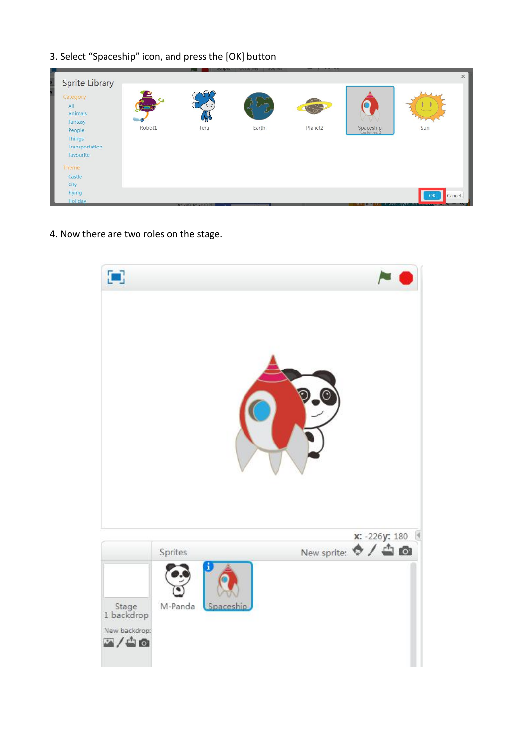3. Select “Spaceship” icon, and press the [OK] button

4. Now there are two roles on the stage.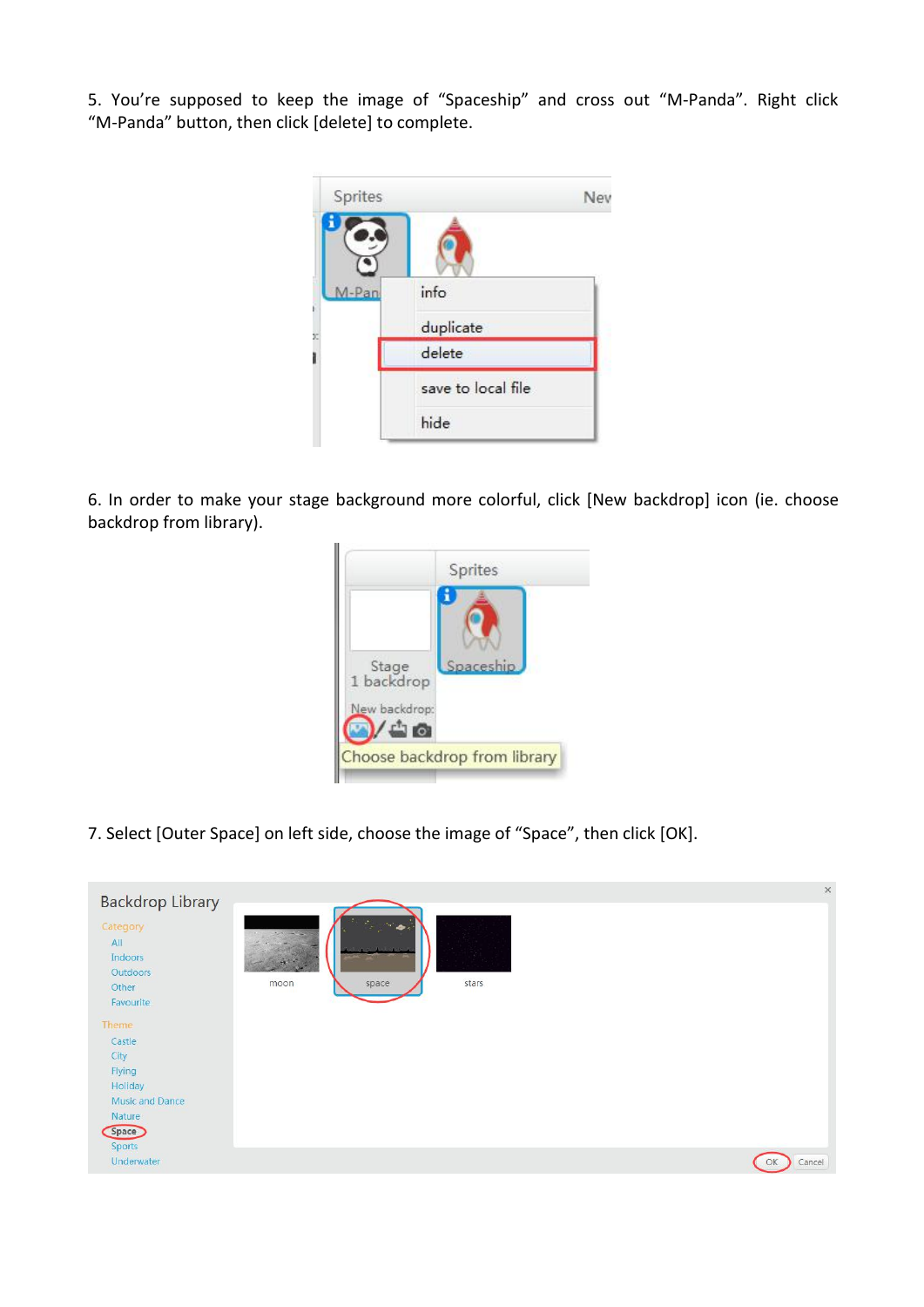5. You're supposed to keep the image of "Spaceship" and cross out "M-Panda". Right click "M-Panda" button, then click [delete] to complete.

6. In order to make your stage background more colorful, click [New backdrop] icon (ie. choose backdrop from library).

7. Select [Outer Space] on left side, choose the image of "Space", then click [OK].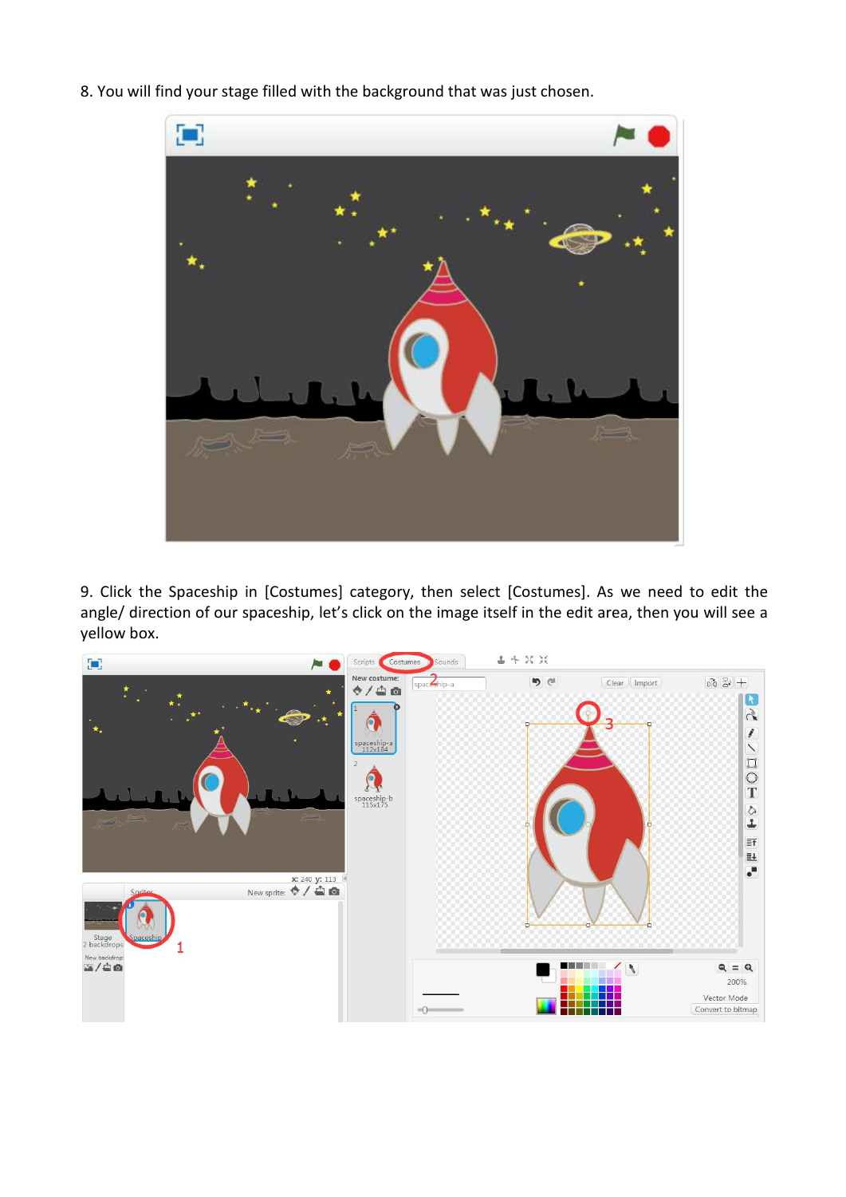8. You will find your stage filled with the background that was just chosen.

9. Click the Spaceship in [Costumes] category, then select [Costumes]. As we need to edit the angle/ direction of our spaceship, let's click on the image itself in the edit area, then you will see a yellow box.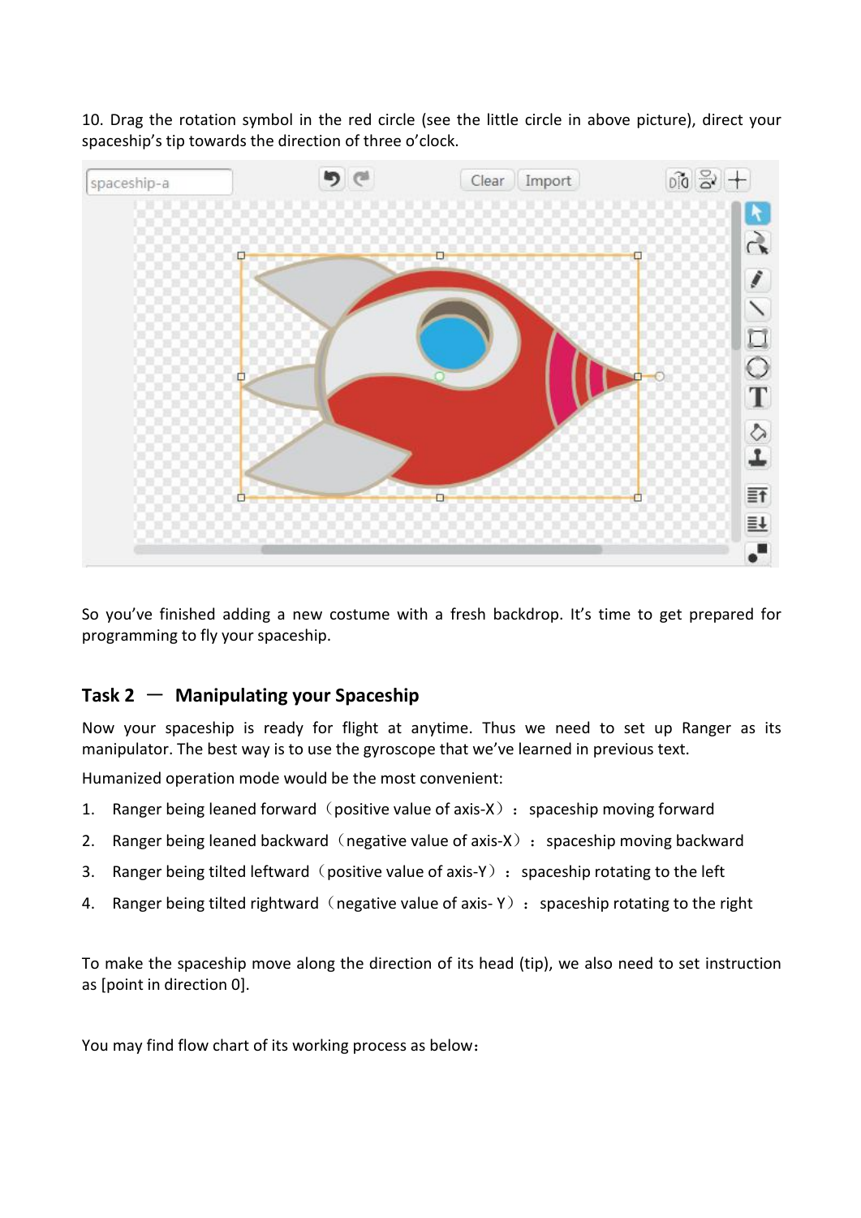10. Drag the rotation symbol in the red circle (see the little circle in above picture), direct your spaceship's tip towards the direction of three o'clock.

So you've finished adding a new costume with a fresh backdrop. It's time to get prepared for programming to fly your spaceship.

## Task 2 — Manipulating your Spaceship

Now your spaceship is ready for flight at anytime. Thus we need to set up Ranger as its manipulator. The best way is to use the gyroscope that we've learned in previous text.

Humanized operation mode would be the most convenient:

1. Ranger being leaned forward（positive value of axis-X）： spaceship moving forward
2. Ranger being leaned backward（negative value of axis-X）： spaceship moving backward
3. Ranger being tilted leftward（positive value of axis-Y）： spaceship rotating to the left
4. Ranger being tilted rightward（negative value of axis- Y）： spaceship rotating to the right

To make the spaceship move along the direction of its head (tip), we also need to set instruction as [point in direction 0].

You may find flow chart of its working process as below：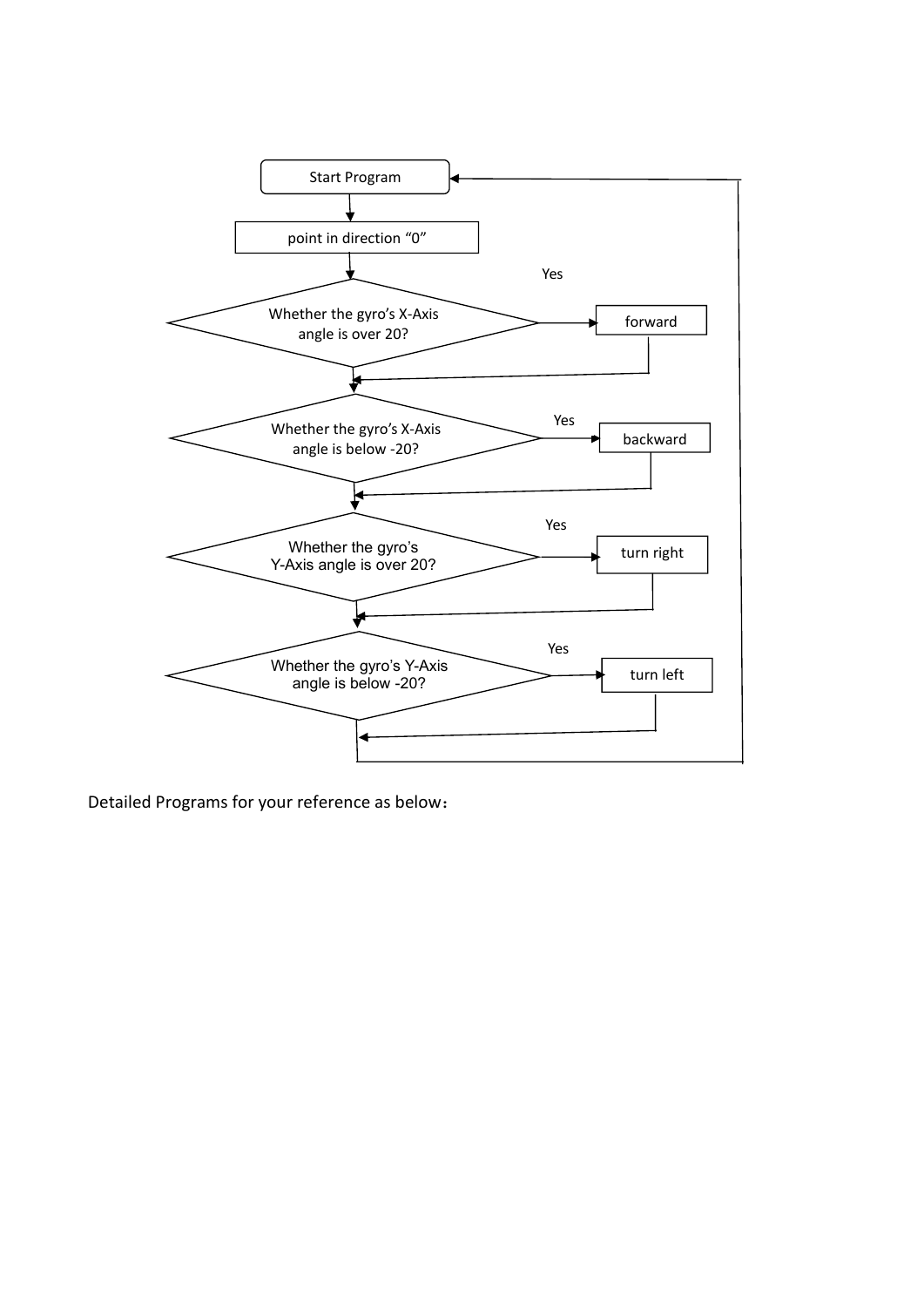Start Program

point in direction "0"

Whether the gyro's X-Axis angle is over 20? — Yes → forward

Whether the gyro's X-Axis angle is below -20? — Yes → backward

Whether the gyro's Y-Axis angle is over 20? — Yes → turn right

Whether the gyro's Y-Axis angle is below -20? — Yes → turn left

Detailed Programs for your reference as below：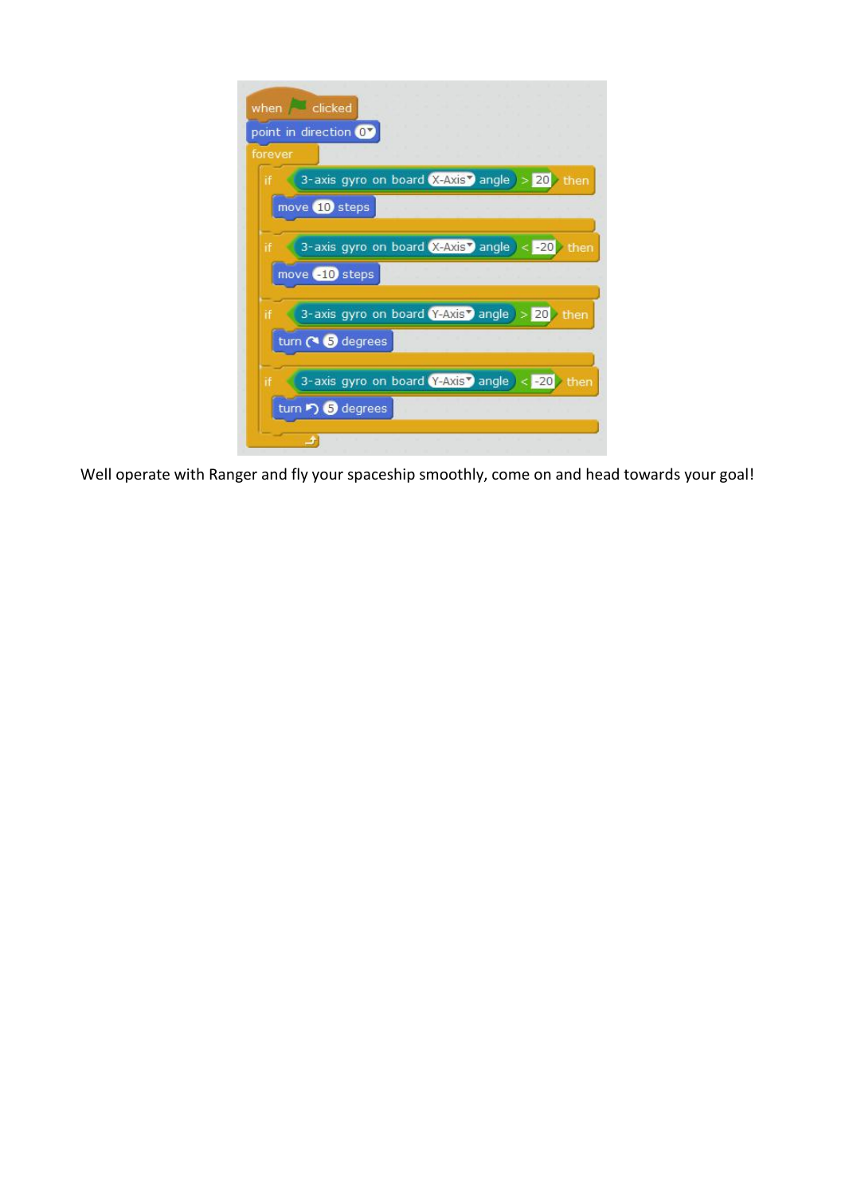```
when [green flag] clicked
point in direction 0
forever
    if <(3-axis gyro on board X-Axis angle) > 20> then
        move 10 steps
    if <(3-axis gyro on board X-Axis angle) < -20> then
        move -10 steps
    if <(3-axis gyro on board Y-Axis angle) > 20> then
        turn ↻ 5 degrees
    if <(3-axis gyro on board Y-Axis angle) < -20> then
        turn ↺ 5 degrees
```

Well operate with Ranger and fly your spaceship smoothly, come on and head towards your goal!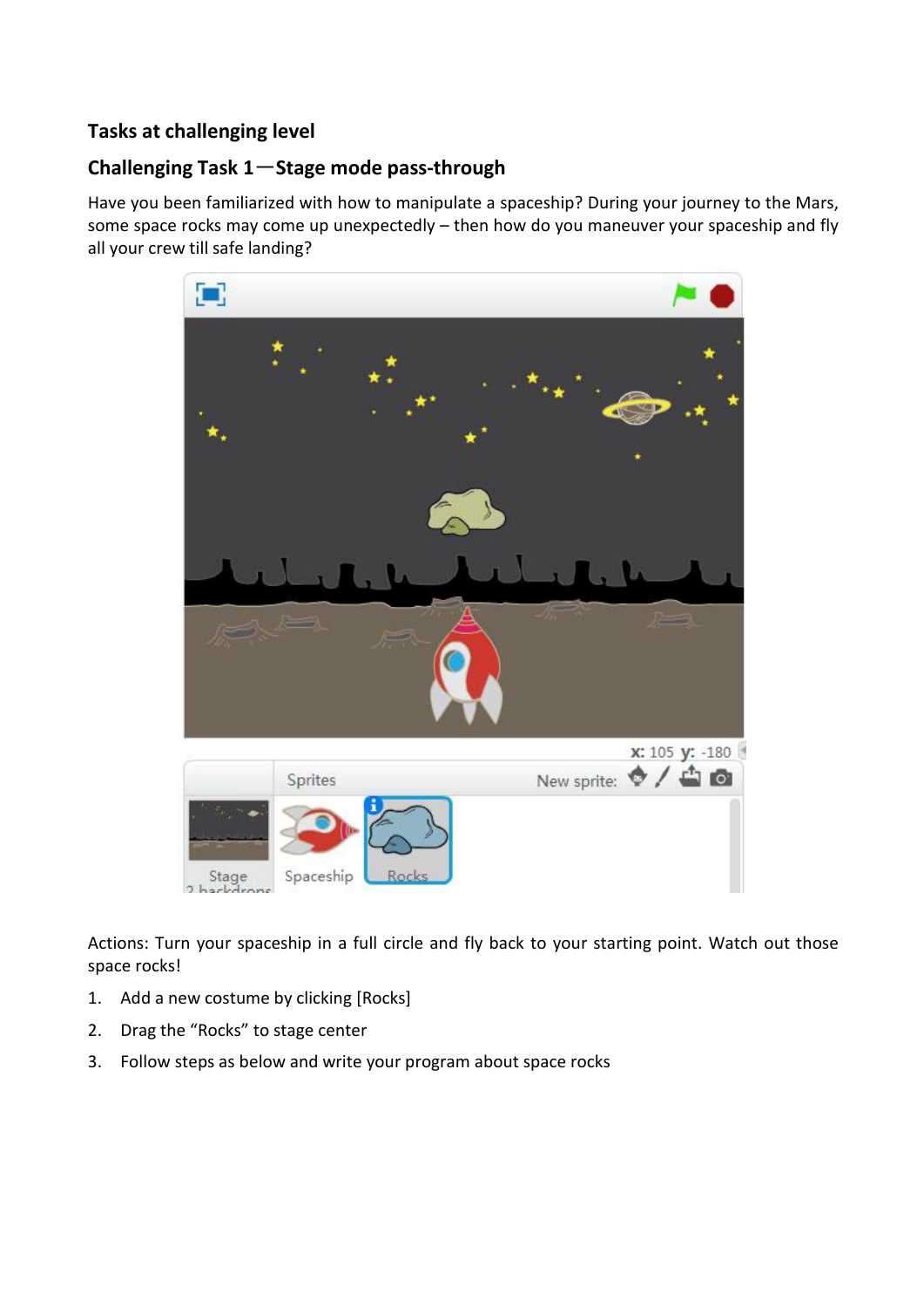### Tasks at challenging level

### Challenging Task 1—Stage mode pass-through

Have you been familiarized with how to manipulate a spaceship? During your journey to the Mars, some space rocks may come up unexpectedly – then how do you maneuver your spaceship and fly all your crew till safe landing?

Actions: Turn your spaceship in a full circle and fly back to your starting point. Watch out those space rocks!

1. Add a new costume by clicking [Rocks]
2. Drag the "Rocks" to stage center
3. Follow steps as below and write your program about space rocks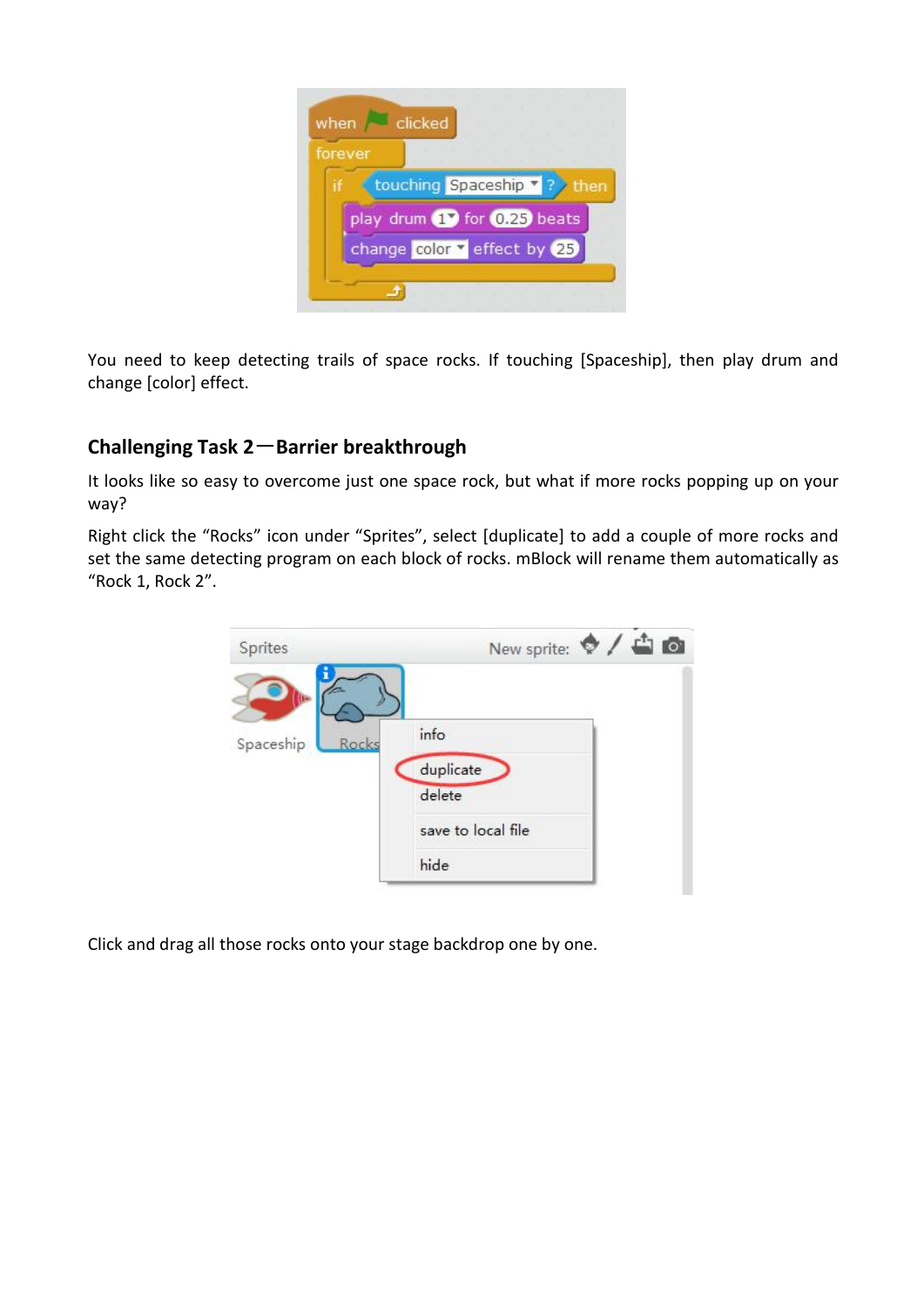You need to keep detecting trails of space rocks. If touching [Spaceship], then play drum and change [color] effect.

## Challenging Task 2—Barrier breakthrough

It looks like so easy to overcome just one space rock, but what if more rocks popping up on your way?

Right click the “Rocks” icon under “Sprites”, select [duplicate] to add a couple of more rocks and set the same detecting program on each block of rocks. mBlock will rename them automatically as “Rock 1, Rock 2”.

Click and drag all those rocks onto your stage backdrop one by one.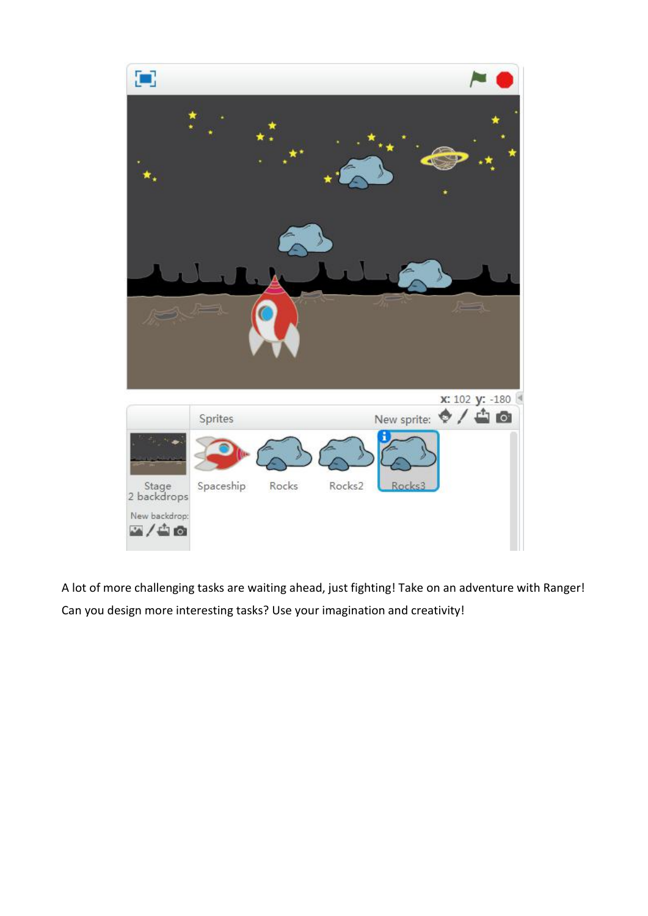A lot of more challenging tasks are waiting ahead, just fighting! Take on an adventure with Ranger! Can you design more interesting tasks? Use your imagination and creativity!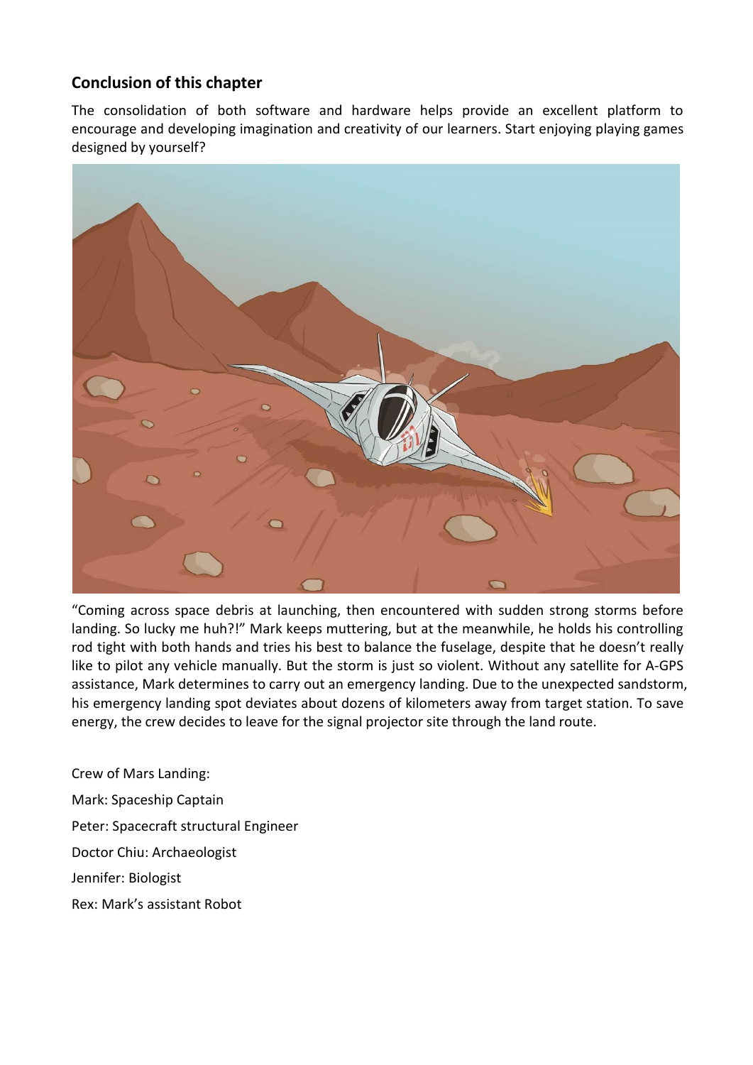## Conclusion of this chapter

The consolidation of both software and hardware helps provide an excellent platform to encourage and developing imagination and creativity of our learners. Start enjoying playing games designed by yourself?

“Coming across space debris at launching, then encountered with sudden strong storms before landing. So lucky me huh?!” Mark keeps muttering, but at the meanwhile, he holds his controlling rod tight with both hands and tries his best to balance the fuselage, despite that he doesn’t really like to pilot any vehicle manually. But the storm is just so violent. Without any satellite for A-GPS assistance, Mark determines to carry out an emergency landing. Due to the unexpected sandstorm, his emergency landing spot deviates about dozens of kilometers away from target station. To save energy, the crew decides to leave for the signal projector site through the land route.

Crew of Mars Landing:

Mark: Spaceship Captain

Peter: Spacecraft structural Engineer

Doctor Chiu: Archaeologist

Jennifer: Biologist

Rex: Mark’s assistant Robot